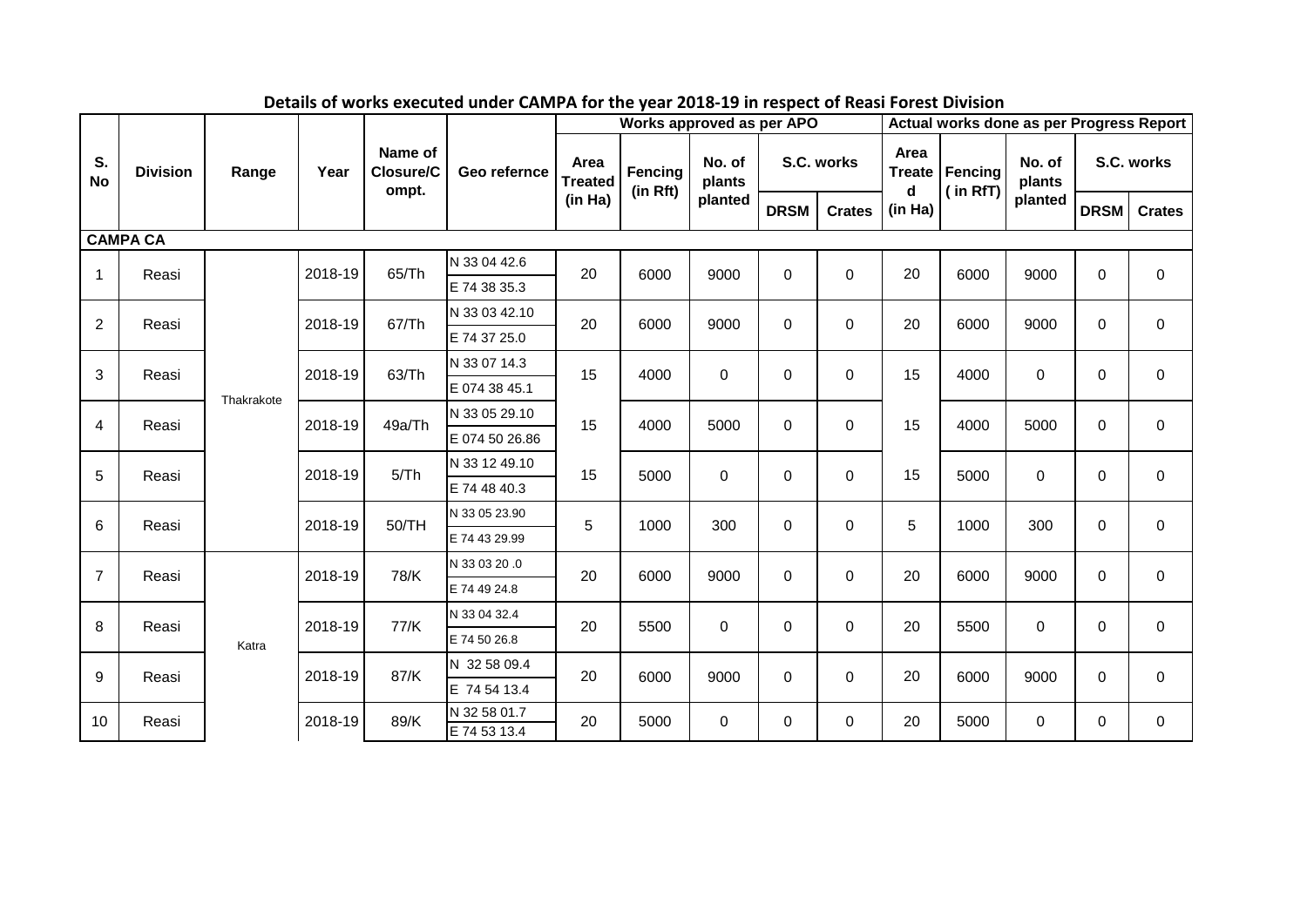## Details of works executed under CAMPA for the year 2018-19 in respect of Reasi Forest Division

| S. No | Division | Range | Year | Name of Closure/Compt. | Geo refernce | Works approved as per APO | | | | | Actual works done as per Progress Report | | | | |
|---|---|---|---|---|---|---|---|---|---|---|---|---|---|---|---|
| | | | | | | Area Treated (in Ha) | Fencing (in Rft) | No. of plants planted | S.C. works | | Area Treated (in Ha) | Fencing ( in RfT) | No. of plants planted | S.C. works | |
| | | | | | | | | | DRSM | Crates | | | | DRSM | Crates |
| **CAMPA CA** | | | | | | | | | | | | | | | |
| 1 | Reasi | Thakrakote | 2018-19 | 65/Th | N 33 04 42.6<br>E 74 38 35.3 | 20 | 6000 | 9000 | 0 | 0 | 20 | 6000 | 9000 | 0 | 0 |
| 2 | Reasi | Thakrakote | 2018-19 | 67/Th | N 33 03 42.10<br>E 74 37 25.0 | 20 | 6000 | 9000 | 0 | 0 | 20 | 6000 | 9000 | 0 | 0 |
| 3 | Reasi | Thakrakote | 2018-19 | 63/Th | N 33 07 14.3<br>E 074 38 45.1 | 15 | 4000 | 0 | 0 | 0 | 15 | 4000 | 0 | 0 | 0 |
| 4 | Reasi | Thakrakote | 2018-19 | 49a/Th | N 33 05 29.10<br>E 074 50 26.86 | 15 | 4000 | 5000 | 0 | 0 | 15 | 4000 | 5000 | 0 | 0 |
| 5 | Reasi | Thakrakote | 2018-19 | 5/Th | N 33 12 49.10<br>E 74 48 40.3 | 15 | 5000 | 0 | 0 | 0 | 15 | 5000 | 0 | 0 | 0 |
| 6 | Reasi | Thakrakote | 2018-19 | 50/TH | N 33 05 23.90<br>E 74 43 29.99 | 5 | 1000 | 300 | 0 | 0 | 5 | 1000 | 300 | 0 | 0 |
| 7 | Reasi | Katra | 2018-19 | 78/K | N 33 03 20 .0<br>E 74 49 24.8 | 20 | 6000 | 9000 | 0 | 0 | 20 | 6000 | 9000 | 0 | 0 |
| 8 | Reasi | Katra | 2018-19 | 77/K | N 33 04 32.4<br>E 74 50 26.8 | 20 | 5500 | 0 | 0 | 0 | 20 | 5500 | 0 | 0 | 0 |
| 9 | Reasi | Katra | 2018-19 | 87/K | N 32 58 09.4<br>E 74 54 13.4 | 20 | 6000 | 9000 | 0 | 0 | 20 | 6000 | 9000 | 0 | 0 |
| 10 | Reasi | Katra | 2018-19 | 89/K | N 32 58 01.7<br>E 74 53 13.4 | 20 | 5000 | 0 | 0 | 0 | 20 | 5000 | 0 | 0 | 0 |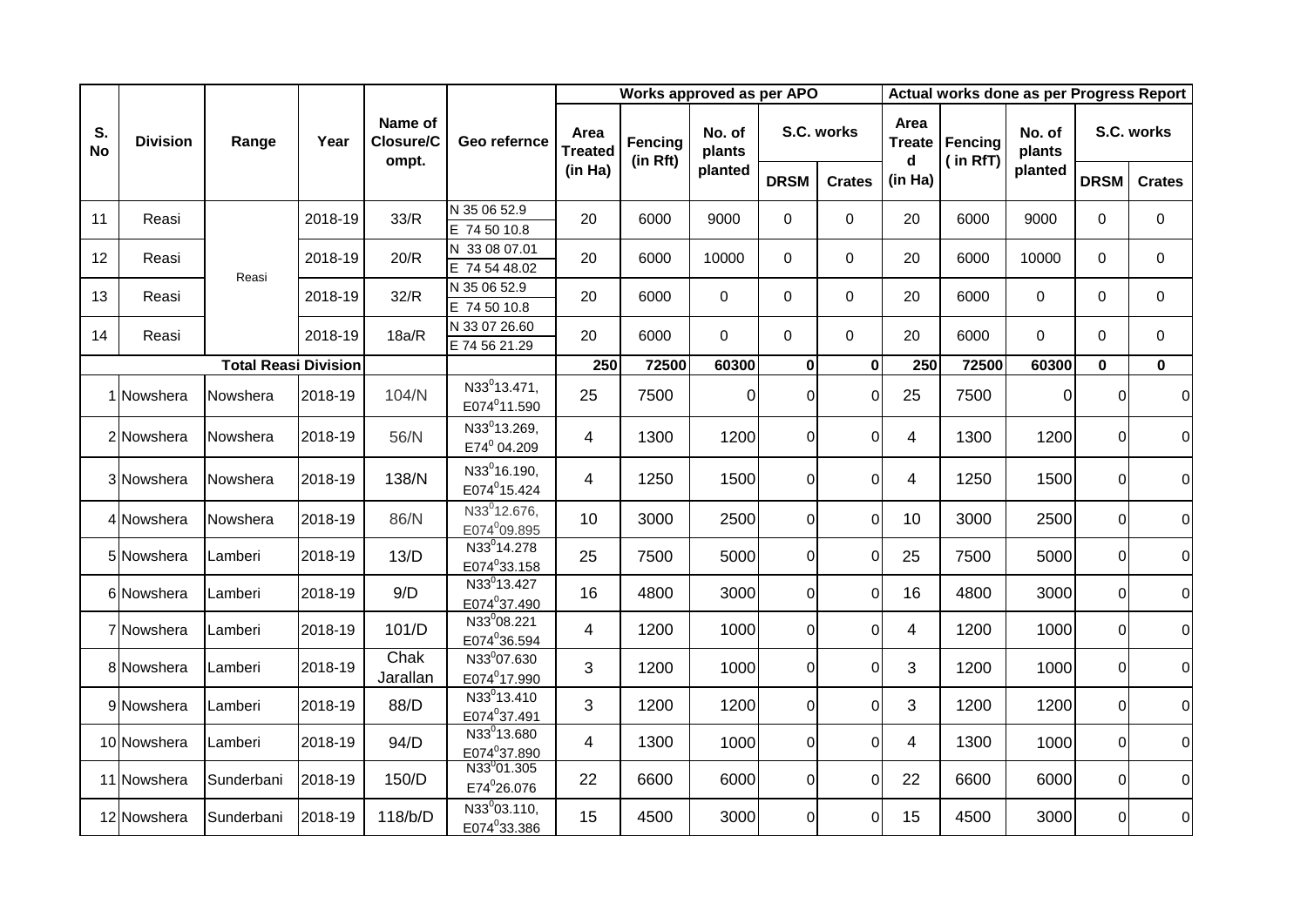| S. No | Division | Range | Year | Name of Closure/Compt. | Geo refernce | Works approved as per APO | | | | | Actual works done as per Progress Report | | | | |
|---|---|---|---|---|---|---|---|---|---|---|---|---|---|---|---|
| | | | | | | Area Treated (in Ha) | Fencing (in Rft) | No. of plants planted | S.C. works | | Area Treated (in Ha) | Fencing ( in RfT) | No. of plants planted | S.C. works | |
| | | | | | | | | | DRSM | Crates | | | | DRSM | Crates |
| 11 | Reasi | Reasi | 2018-19 | 33/R | N 35 06 52.9 E 74 50 10.8 | 20 | 6000 | 9000 | 0 | 0 | 20 | 6000 | 9000 | 0 | 0 |
| 12 | Reasi | | 2018-19 | 20/R | N 33 08 07.01 E 74 54 48.02 | 20 | 6000 | 10000 | 0 | 0 | 20 | 6000 | 10000 | 0 | 0 |
| 13 | Reasi | | 2018-19 | 32/R | N 35 06 52.9 E 74 50 10.8 | 20 | 6000 | 0 | 0 | 0 | 20 | 6000 | 0 | 0 | 0 |
| 14 | Reasi | | 2018-19 | 18a/R | N 33 07 26.60 E 74 56 21.29 | 20 | 6000 | 0 | 0 | 0 | 20 | 6000 | 0 | 0 | 0 |
| **Total Reasi Division** | | | | | | **250** | **72500** | **60300** | **0** | **0** | **250** | **72500** | **60300** | **0** | **0** |
| 1 | Nowshera | Nowshera | 2018-19 | 104/N | N33$^0$13.471, E074$^0$11.590 | 25 | 7500 | 0 | 0 | 0 | 25 | 7500 | 0 | 0 | 0 |
| 2 | Nowshera | Nowshera | 2018-19 | 56/N | N33$^0$13.269, E74$^0$ 04.209 | 4 | 1300 | 1200 | 0 | 0 | 4 | 1300 | 1200 | 0 | 0 |
| 3 | Nowshera | Nowshera | 2018-19 | 138/N | N33$^0$16.190, E074$^0$15.424 | 4 | 1250 | 1500 | 0 | 0 | 4 | 1250 | 1500 | 0 | 0 |
| 4 | Nowshera | Nowshera | 2018-19 | 86/N | N33$^0$12.676, E074$^0$09.895 | 10 | 3000 | 2500 | 0 | 0 | 10 | 3000 | 2500 | 0 | 0 |
| 5 | Nowshera | Lamberi | 2018-19 | 13/D | N33$^0$14.278 E074$^0$33.158 | 25 | 7500 | 5000 | 0 | 0 | 25 | 7500 | 5000 | 0 | 0 |
| 6 | Nowshera | Lamberi | 2018-19 | 9/D | N33$^0$13.427 E074$^0$37.490 | 16 | 4800 | 3000 | 0 | 0 | 16 | 4800 | 3000 | 0 | 0 |
| 7 | Nowshera | Lamberi | 2018-19 | 101/D | N33$^0$08.221 E074$^0$36.594 | 4 | 1200 | 1000 | 0 | 0 | 4 | 1200 | 1000 | 0 | 0 |
| 8 | Nowshera | Lamberi | 2018-19 | Chak Jarallan | N33$^0$07.630 E074$^0$17.990 | 3 | 1200 | 1000 | 0 | 0 | 3 | 1200 | 1000 | 0 | 0 |
| 9 | Nowshera | Lamberi | 2018-19 | 88/D | N33$^0$13.410 E074$^0$37.491 | 3 | 1200 | 1200 | 0 | 0 | 3 | 1200 | 1200 | 0 | 0 |
| 10 | Nowshera | Lamberi | 2018-19 | 94/D | N33$^0$13.680 E074$^0$37.890 | 4 | 1300 | 1000 | 0 | 0 | 4 | 1300 | 1000 | 0 | 0 |
| 11 | Nowshera | Sunderbani | 2018-19 | 150/D | N33$^0$01.305 E74$^0$26.076 | 22 | 6600 | 6000 | 0 | 0 | 22 | 6600 | 6000 | 0 | 0 |
| 12 | Nowshera | Sunderbani | 2018-19 | 118/b/D | N33$^0$03.110, E074$^0$33.386 | 15 | 4500 | 3000 | 0 | 0 | 15 | 4500 | 3000 | 0 | 0 |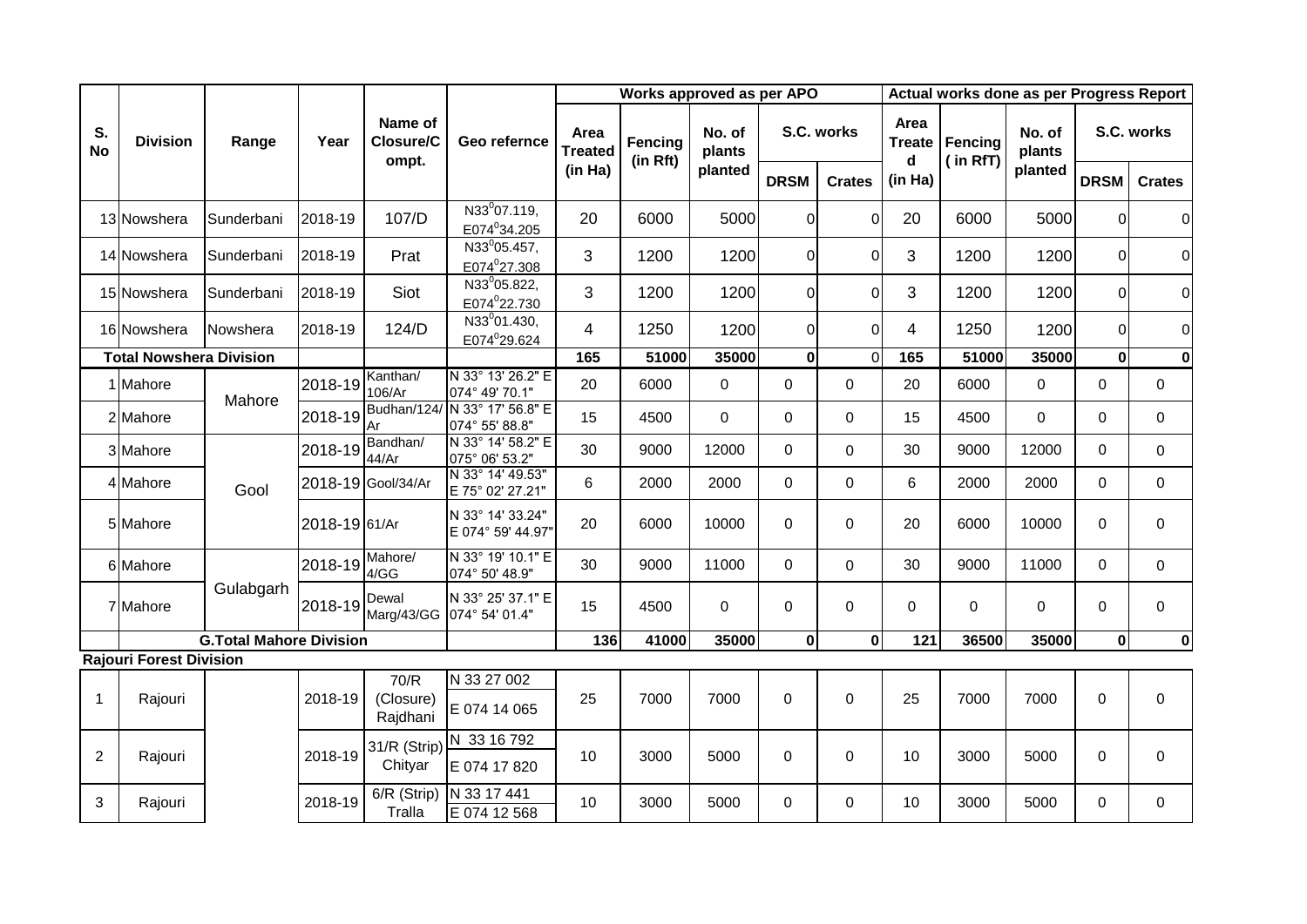| S. No | Division | Range | Year | Name of Closure/Compt. | Geo refernce | Works approved as per APO | | | | | Actual works done as per Progress Report | | | | |
|---|---|---|---|---|---|---|---|---|---|---|---|---|---|---|---|
| | | | | | | Area Treated (in Ha) | Fencing (in Rft) | No. of plants planted | S.C. works | | Area Treated (in Ha) | Fencing ( in RfT) | No. of plants planted | S.C. works | |
| | | | | | | | | | DRSM | Crates | | | | DRSM | Crates |
| 13 | Nowshera | Sunderbani | 2018-19 | 107/D | N33$^0$07.119, E074$^0$34.205 | 20 | 6000 | 5000 | 0 | 0 | 20 | 6000 | 5000 | 0 | 0 |
| 14 | Nowshera | Sunderbani | 2018-19 | Prat | N33$^0$05.457, E074$^0$27.308 | 3 | 1200 | 1200 | 0 | 0 | 3 | 1200 | 1200 | 0 | 0 |
| 15 | Nowshera | Sunderbani | 2018-19 | Siot | N33$^0$05.822, E074$^0$22.730 | 3 | 1200 | 1200 | 0 | 0 | 3 | 1200 | 1200 | 0 | 0 |
| 16 | Nowshera | Nowshera | 2018-19 | 124/D | N33$^0$01.430, E074$^0$29.624 | 4 | 1250 | 1200 | 0 | 0 | 4 | 1250 | 1200 | 0 | 0 |
| **Total Nowshera Division** | | | | | | **165** | **51000** | **35000** | **0** | 0 | **165** | **51000** | **35000** | **0** | **0** |
| 1 | Mahore | Mahore | 2018-19 | Kanthan/ 106/Ar | N 33° 13' 26.2" E 074° 49' 70.1" | 20 | 6000 | 0 | 0 | 0 | 20 | 6000 | 0 | 0 | 0 |
| 2 | Mahore | | 2018-19 | Budhan/124/ Ar | N 33° 17' 56.8" E 074° 55' 88.8" | 15 | 4500 | 0 | 0 | 0 | 15 | 4500 | 0 | 0 | 0 |
| 3 | Mahore | Gool | 2018-19 | Bandhan/ 44/Ar | N 33° 14' 58.2" E 075° 06' 53.2" | 30 | 9000 | 12000 | 0 | 0 | 30 | 9000 | 12000 | 0 | 0 |
| 4 | Mahore | | 2018-19 | Gool/34/Ar | N 33° 14' 49.53" E 75° 02' 27.21" | 6 | 2000 | 2000 | 0 | 0 | 6 | 2000 | 2000 | 0 | 0 |
| 5 | Mahore | | 2018-19 | 61/Ar | N 33° 14' 33.24" E 074° 59' 44.97" | 20 | 6000 | 10000 | 0 | 0 | 20 | 6000 | 10000 | 0 | 0 |
| 6 | Mahore | Gulabgarh | 2018-19 | Mahore/ 4/GG | N 33° 19' 10.1" E 074° 50' 48.9" | 30 | 9000 | 11000 | 0 | 0 | 30 | 9000 | 11000 | 0 | 0 |
| 7 | Mahore | | 2018-19 | Dewal Marg/43/GG | N 33° 25' 37.1" E 074° 54' 01.4" | 15 | 4500 | 0 | 0 | 0 | 0 | 0 | 0 | 0 | 0 |
| | **G.Total Mahore Division** | | | | | **136** | **41000** | **35000** | **0** | **0** | **121** | **36500** | **35000** | **0** | **0** |
| **Rajouri Forest Division** | | | | | | | | | | | | | | | |
| 1 | Rajouri | | 2018-19 | 70/R (Closure) Rajdhani | N 33 27 002 E 074 14 065 | 25 | 7000 | 7000 | 0 | 0 | 25 | 7000 | 7000 | 0 | 0 |
| 2 | Rajouri | | 2018-19 | 31/R (Strip) Chityar | N 33 16 792 E 074 17 820 | 10 | 3000 | 5000 | 0 | 0 | 10 | 3000 | 5000 | 0 | 0 |
| 3 | Rajouri | | 2018-19 | 6/R (Strip) Tralla | N 33 17 441 E 074 12 568 | 10 | 3000 | 5000 | 0 | 0 | 10 | 3000 | 5000 | 0 | 0 |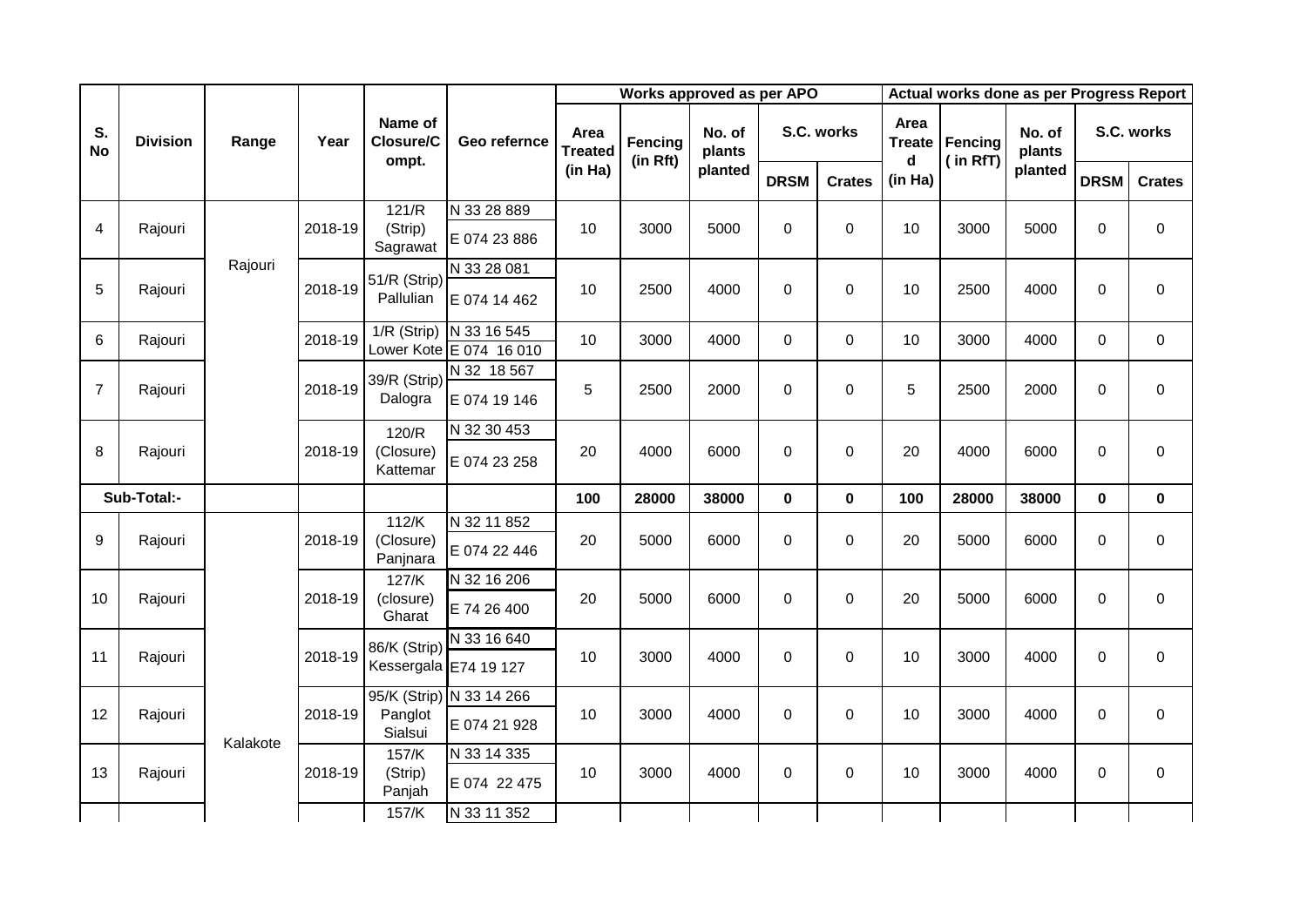| S. No | Division | Range | Year | Name of Closure/Compt. | Geo refernce | Works approved as per APO | | | | | Actual works done as per Progress Report | | | | |
|---|---|---|---|---|---|---|---|---|---|---|---|---|---|---|---|
| | | | | | | Area Treated (in Ha) | Fencing (in Rft) | No. of plants planted | S.C. works | | Area Treated (in Ha) | Fencing ( in RfT) | No. of plants planted | S.C. works | |
| | | | | | | | | | DRSM | Crates | | | | DRSM | Crates |
| 4 | Rajouri | Rajouri | 2018-19 | 121/R (Strip) Sagrawat | N 33 28 889 E 074 23 886 | 10 | 3000 | 5000 | 0 | 0 | 10 | 3000 | 5000 | 0 | 0 |
| 5 | Rajouri | | 2018-19 | 51/R (Strip) Pallulian | N 33 28 081 E 074 14 462 | 10 | 2500 | 4000 | 0 | 0 | 10 | 2500 | 4000 | 0 | 0 |
| 6 | Rajouri | | 2018-19 | 1/R (Strip) Lower Kote | N 33 16 545 E 074 16 010 | 10 | 3000 | 4000 | 0 | 0 | 10 | 3000 | 4000 | 0 | 0 |
| 7 | Rajouri | | 2018-19 | 39/R (Strip) Dalogra | N 32 18 567 E 074 19 146 | 5 | 2500 | 2000 | 0 | 0 | 5 | 2500 | 2000 | 0 | 0 |
| 8 | Rajouri | | 2018-19 | 120/R (Closure) Kattemar | N 32 30 453 E 074 23 258 | 20 | 4000 | 6000 | 0 | 0 | 20 | 4000 | 6000 | 0 | 0 |
| **Sub-Total:-** | | | | | | **100** | **28000** | **38000** | **0** | **0** | **100** | **28000** | **38000** | **0** | **0** |
| 9 | Rajouri | Kalakote | 2018-19 | 112/K (Closure) Panjnara | N 32 11 852 E 074 22 446 | 20 | 5000 | 6000 | 0 | 0 | 20 | 5000 | 6000 | 0 | 0 |
| 10 | Rajouri | | 2018-19 | 127/K (closure) Gharat | N 32 16 206 E 74 26 400 | 20 | 5000 | 6000 | 0 | 0 | 20 | 5000 | 6000 | 0 | 0 |
| 11 | Rajouri | | 2018-19 | 86/K (Strip) Kessergala | N 33 16 640 E74 19 127 | 10 | 3000 | 4000 | 0 | 0 | 10 | 3000 | 4000 | 0 | 0 |
| 12 | Rajouri | | 2018-19 | 95/K (Strip) Panglot Sialsui | N 33 14 266 E 074 21 928 | 10 | 3000 | 4000 | 0 | 0 | 10 | 3000 | 4000 | 0 | 0 |
| 13 | Rajouri | | 2018-19 | 157/K (Strip) Panjah | N 33 14 335 E 074 22 475 | 10 | 3000 | 4000 | 0 | 0 | 10 | 3000 | 4000 | 0 | 0 |
| | | | | 157/K | N 33 11 352 | | | | | | | | | | |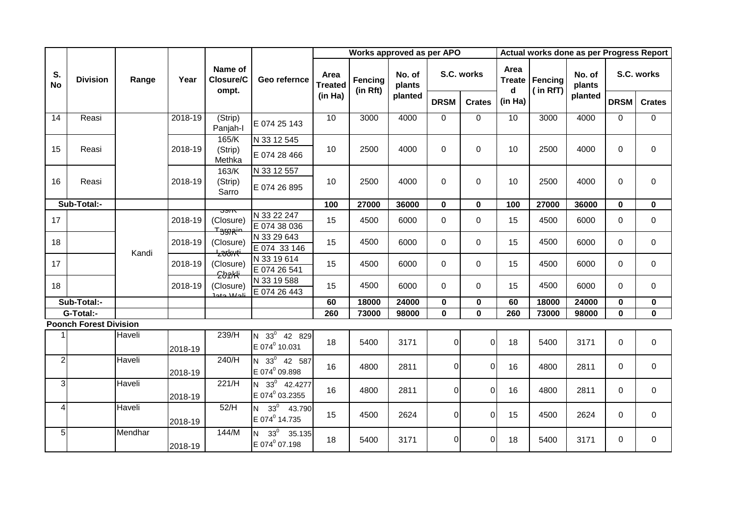| S. No | Division | Range | Year | Name of Closure/Compt. | Geo refernce | Works approved as per APO | | | | | Actual works done as per Progress Report | | | | |
|---|---|---|---|---|---|---|---|---|---|---|---|---|---|---|---|
| | | | | | | Area Treated (in Ha) | Fencing (in Rft) | No. of plants planted | S.C. works | | Area Treated (in Ha) | Fencing ( in RfT) | No. of plants planted | S.C. works | |
| | | | | | | | | | DRSM | Crates | | | | DRSM | Crates |
| 14 | Reasi | | 2018-19 | (Strip) Panjah-I | E 074 25 143 | 10 | 3000 | 4000 | 0 | 0 | 10 | 3000 | 4000 | 0 | 0 |
| 15 | Reasi | | 2018-19 | 165/K (Strip) Methka | N 33 12 545 E 074 28 466 | 10 | 2500 | 4000 | 0 | 0 | 10 | 2500 | 4000 | 0 | 0 |
| 16 | Reasi | | 2018-19 | 163/K (Strip) Sarro | N 33 12 557 E 074 26 895 | 10 | 2500 | 4000 | 0 | 0 | 10 | 2500 | 4000 | 0 | 0 |
| **Sub-Total:-** | | | | | | **100** | **27000** | **36000** | **0** | **0** | **100** | **27000** | **36000** | **0** | **0** |
| 17 | | Kandi | 2018-19 | 39/K (Closure) Targain | N 33 22 247 E 074 38 036 | 15 | 4500 | 6000 | 0 | 0 | 15 | 4500 | 6000 | 0 | 0 |
| 18 | | Kandi | 2018-19 | 39/K (Closure) Larkuti | N 33 29 643 E 074 33 146 | 15 | 4500 | 6000 | 0 | 0 | 15 | 4500 | 6000 | 0 | 0 |
| 17 | | Kandi | 2018-19 | 200/K (Closure) Chakli | N 33 19 614 E 074 26 541 | 15 | 4500 | 6000 | 0 | 0 | 15 | 4500 | 6000 | 0 | 0 |
| 18 | | Kandi | 2018-19 | 201/K (Closure) Jata Wali | N 33 19 588 E 074 26 443 | 15 | 4500 | 6000 | 0 | 0 | 15 | 4500 | 6000 | 0 | 0 |
| **Sub-Total:-** | | | | | | **60** | **18000** | **24000** | **0** | **0** | **60** | **18000** | **24000** | **0** | **0** |
| **G-Total:-** | | | | | | **260** | **73000** | **98000** | **0** | **0** | **260** | **73000** | **98000** | **0** | **0** |
| **Poonch Forest Division** | | | | | | | | | | | | | | | |
| 1 | | Haveli | 2018-19 | 239/H | N 33⁰ 42 829 E 074⁰ 10.031 | 18 | 5400 | 3171 | 0 | 0 | 18 | 5400 | 3171 | 0 | 0 |
| 2 | | Haveli | 2018-19 | 240/H | N 33⁰ 42 587 E 074⁰ 09.898 | 16 | 4800 | 2811 | 0 | 0 | 16 | 4800 | 2811 | 0 | 0 |
| 3 | | Haveli | 2018-19 | 221/H | N 33⁰ 42.4277 E 074⁰ 03.2355 | 16 | 4800 | 2811 | 0 | 0 | 16 | 4800 | 2811 | 0 | 0 |
| 4 | | Haveli | 2018-19 | 52/H | N 33⁰ 43.790 E 074⁰ 14.735 | 15 | 4500 | 2624 | 0 | 0 | 15 | 4500 | 2624 | 0 | 0 |
| 5 | | Mendhar | 2018-19 | 144/M | N 33⁰ 35.135 E 074⁰ 07.198 | 18 | 5400 | 3171 | 0 | 0 | 18 | 5400 | 3171 | 0 | 0 |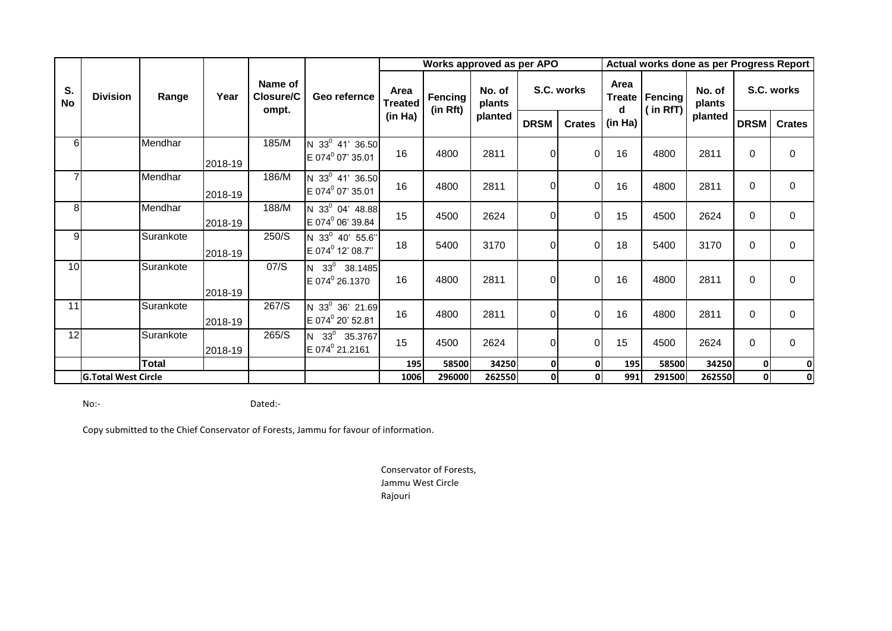| S. No | Division | Range | Year | Name of Closure/Compt. | Geo refernce | Works approved as per APO | | | | | Actual works done as per Progress Report | | | | |
|---|---|---|---|---|---|---|---|---|---|---|---|---|---|---|---|
| | | | | | | Area Treated (in Ha) | Fencing (in Rft) | No. of plants planted | S.C. works | | Area Treated (in Ha) | Fencing ( in RfT) | No. of plants planted | S.C. works | |
| | | | | | | | | | DRSM | Crates | | | | DRSM | Crates |
| 6 | | Mendhar | 2018-19 | 185/M | N $33^0$ 41' 36.50 E $074^0$ 07' 35.01 | 16 | 4800 | 2811 | 0 | 0 | 16 | 4800 | 2811 | 0 | 0 |
| 7 | | Mendhar | 2018-19 | 186/M | N $33^0$ 41' 36.50 E $074^0$ 07' 35.01 | 16 | 4800 | 2811 | 0 | 0 | 16 | 4800 | 2811 | 0 | 0 |
| 8 | | Mendhar | 2018-19 | 188/M | N $33^0$ 04' 48.88 E $074^0$ 06' 39.84 | 15 | 4500 | 2624 | 0 | 0 | 15 | 4500 | 2624 | 0 | 0 |
| 9 | | Surankote | 2018-19 | 250/S | N $33^0$ 40' 55.6" E $074^0$ 12' 08.7" | 18 | 5400 | 3170 | 0 | 0 | 18 | 5400 | 3170 | 0 | 0 |
| 10 | | Surankote | 2018-19 | 07/S | N $33^0$ 38.1485 E $074^0$ 26.1370 | 16 | 4800 | 2811 | 0 | 0 | 16 | 4800 | 2811 | 0 | 0 |
| 11 | | Surankote | 2018-19 | 267/S | N $33^0$ 36' 21.69 E $074^0$ 20' 52.81 | 16 | 4800 | 2811 | 0 | 0 | 16 | 4800 | 2811 | 0 | 0 |
| 12 | | Surankote | 2018-19 | 265/S | N $33^0$ 35.3767 E $074^0$ 21.2161 | 15 | 4500 | 2624 | 0 | 0 | 15 | 4500 | 2624 | 0 | 0 |
| | | **Total** | | | | **195** | **58500** | **34250** | **0** | **0** | **195** | **58500** | **34250** | **0** | **0** |
| | **G.Total West Circle** | | | | | **1006** | **296000** | **262550** | **0** | **0** | **991** | **291500** | **262550** | **0** | **0** |

No:- Dated:-

Copy submitted to the Chief Conservator of Forests, Jammu for favour of information.

Conservator of Forests,
Jammu West Circle
Rajouri